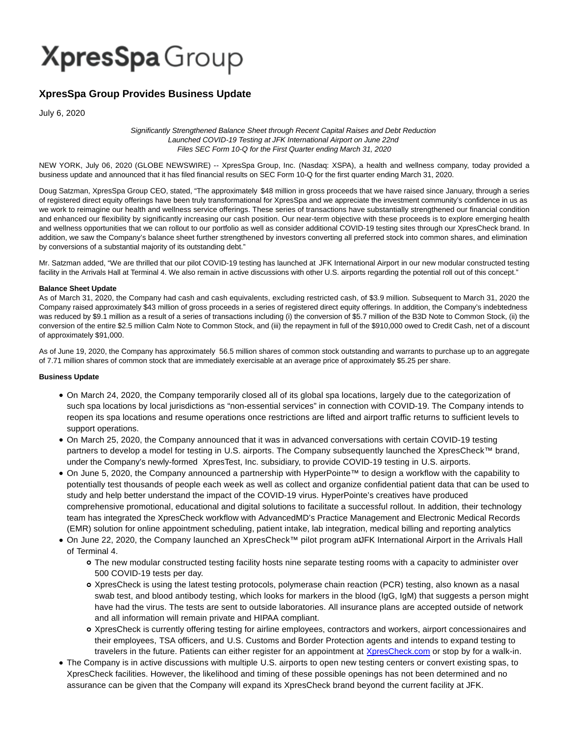# XpresSpa Group

## XpresSpa Group Provides Business Update

July 6, 2020

*Significantly Strengthened Balance Sheet through Recent Capital Raises and Debt Reduction*
*Launched COVID-19 Testing at JFK International Airport on June 22nd*
*Files SEC Form 10-Q for the First Quarter ending March 31, 2020*

NEW YORK, July 06, 2020 (GLOBE NEWSWIRE) -- XpresSpa Group, Inc. (Nasdaq: XSPA), a health and wellness company, today provided a business update and announced that it has filed financial results on SEC Form 10-Q for the first quarter ending March 31, 2020.

Doug Satzman, XpresSpa Group CEO, stated, "The approximately $48 million in gross proceeds that we have raised since January, through a series of registered direct equity offerings have been truly transformational for XpresSpa and we appreciate the investment community's confidence in us as we work to reimagine our health and wellness service offerings. These series of transactions have substantially strengthened our financial condition and enhanced our flexibility by significantly increasing our cash position. Our near-term objective with these proceeds is to explore emerging health and wellness opportunities that we can rollout to our portfolio as well as consider additional COVID-19 testing sites through our XpresCheck brand. In addition, we saw the Company's balance sheet further strengthened by investors converting all preferred stock into common shares, and elimination by conversions of a substantial majority of its outstanding debt."

Mr. Satzman added, "We are thrilled that our pilot COVID-19 testing has launched at JFK International Airport in our new modular constructed testing facility in the Arrivals Hall at Terminal 4. We also remain in active discussions with other U.S. airports regarding the potential roll out of this concept."

**Balance Sheet Update**

As of March 31, 2020, the Company had cash and cash equivalents, excluding restricted cash, of $3.9 million. Subsequent to March 31, 2020 the Company raised approximately $43 million of gross proceeds in a series of registered direct equity offerings. In addition, the Company's indebtedness was reduced by $9.1 million as a result of a series of transactions including (i) the conversion of $5.7 million of the B3D Note to Common Stock, (ii) the conversion of the entire $2.5 million Calm Note to Common Stock, and (iii) the repayment in full of the $910,000 owed to Credit Cash, net of a discount of approximately $91,000.

As of June 19, 2020, the Company has approximately 56.5 million shares of common stock outstanding and warrants to purchase up to an aggregate of 7.71 million shares of common stock that are immediately exercisable at an average price of approximately $5.25 per share.

**Business Update**

- On March 24, 2020, the Company temporarily closed all of its global spa locations, largely due to the categorization of such spa locations by local jurisdictions as "non-essential services" in connection with COVID-19. The Company intends to reopen its spa locations and resume operations once restrictions are lifted and airport traffic returns to sufficient levels to support operations.
- On March 25, 2020, the Company announced that it was in advanced conversations with certain COVID-19 testing partners to develop a model for testing in U.S. airports. The Company subsequently launched the XpresCheck™ brand, under the Company's newly-formed XpresTest, Inc. subsidiary, to provide COVID-19 testing in U.S. airports.
- On June 5, 2020, the Company announced a partnership with HyperPointe™ to design a workflow with the capability to potentially test thousands of people each week as well as collect and organize confidential patient data that can be used to study and help better understand the impact of the COVID-19 virus. HyperPointe's creatives have produced comprehensive promotional, educational and digital solutions to facilitate a successful rollout. In addition, their technology team has integrated the XpresCheck workflow with AdvancedMD's Practice Management and Electronic Medical Records (EMR) solution for online appointment scheduling, patient intake, lab integration, medical billing and reporting analytics
- On June 22, 2020, the Company launched an XpresCheck™ pilot program at JFK International Airport in the Arrivals Hall of Terminal 4.
  - The new modular constructed testing facility hosts nine separate testing rooms with a capacity to administer over 500 COVID-19 tests per day.
  - XpresCheck is using the latest testing protocols, polymerase chain reaction (PCR) testing, also known as a nasal swab test, and blood antibody testing, which looks for markers in the blood (IgG, IgM) that suggests a person might have had the virus. The tests are sent to outside laboratories. All insurance plans are accepted outside of network and all information will remain private and HIPAA compliant.
  - XpresCheck is currently offering testing for airline employees, contractors and workers, airport concessionaires and their employees, TSA officers, and U.S. Customs and Border Protection agents and intends to expand testing to travelers in the future. Patients can either register for an appointment at [XpresCheck.com](XpresCheck.com) or stop by for a walk-in.
- The Company is in active discussions with multiple U.S. airports to open new testing centers or convert existing spas, to XpresCheck facilities. However, the likelihood and timing of these possible openings has not been determined and no assurance can be given that the Company will expand its XpresCheck brand beyond the current facility at JFK.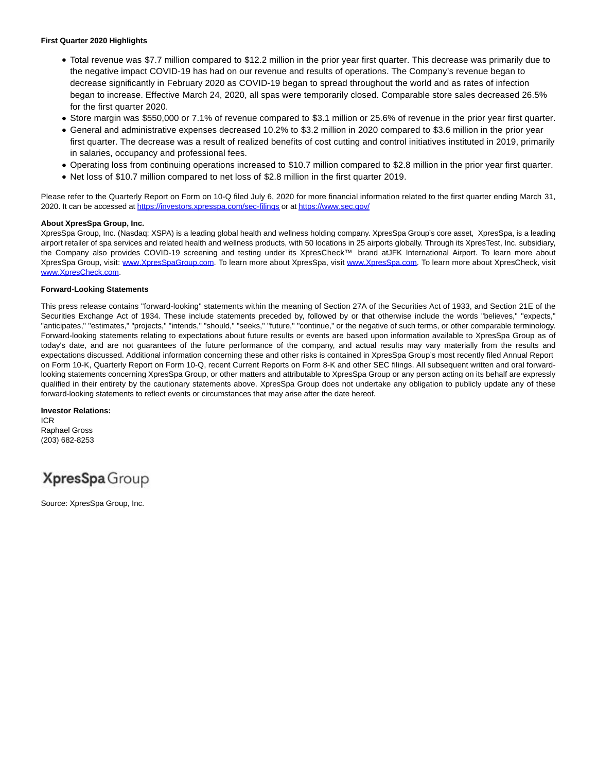**First Quarter 2020 Highlights**

- Total revenue was $7.7 million compared to $12.2 million in the prior year first quarter. This decrease was primarily due to the negative impact COVID-19 has had on our revenue and results of operations. The Company's revenue began to decrease significantly in February 2020 as COVID-19 began to spread throughout the world and as rates of infection began to increase. Effective March 24, 2020, all spas were temporarily closed. Comparable store sales decreased 26.5% for the first quarter 2020.
- Store margin was $550,000 or 7.1% of revenue compared to $3.1 million or 25.6% of revenue in the prior year first quarter.
- General and administrative expenses decreased 10.2% to $3.2 million in 2020 compared to $3.6 million in the prior year first quarter. The decrease was a result of realized benefits of cost cutting and control initiatives instituted in 2019, primarily in salaries, occupancy and professional fees.
- Operating loss from continuing operations increased to $10.7 million compared to $2.8 million in the prior year first quarter.
- Net loss of $10.7 million compared to net loss of $2.8 million in the first quarter 2019.

Please refer to the Quarterly Report on Form on 10-Q filed July 6, 2020 for more financial information related to the first quarter ending March 31, 2020. It can be accessed at https://investors.xpresspa.com/sec-filings or at https://www.sec.gov/

**About XpresSpa Group, Inc.**

XpresSpa Group, Inc. (Nasdaq: XSPA) is a leading global health and wellness holding company. XpresSpa Group's core asset, XpresSpa, is a leading airport retailer of spa services and related health and wellness products, with 50 locations in 25 airports globally. Through its XpresTest, Inc. subsidiary, the Company also provides COVID-19 screening and testing under its XpresCheck™ brand atJFK International Airport. To learn more about XpresSpa Group, visit: www.XpresSpaGroup.com. To learn more about XpresSpa, visit www.XpresSpa.com. To learn more about XpresCheck, visit www.XpresCheck.com.

**Forward-Looking Statements**

This press release contains "forward-looking" statements within the meaning of Section 27A of the Securities Act of 1933, and Section 21E of the Securities Exchange Act of 1934. These include statements preceded by, followed by or that otherwise include the words "believes," "expects," "anticipates," "estimates," "projects," "intends," "should," "seeks," "future," "continue," or the negative of such terms, or other comparable terminology. Forward-looking statements relating to expectations about future results or events are based upon information available to XpresSpa Group as of today's date, and are not guarantees of the future performance of the company, and actual results may vary materially from the results and expectations discussed. Additional information concerning these and other risks is contained in XpresSpa Group's most recently filed Annual Report on Form 10-K, Quarterly Report on Form 10-Q, recent Current Reports on Form 8-K and other SEC filings. All subsequent written and oral forward-looking statements concerning XpresSpa Group, or other matters and attributable to XpresSpa Group or any person acting on its behalf are expressly qualified in their entirety by the cautionary statements above. XpresSpa Group does not undertake any obligation to publicly update any of these forward-looking statements to reflect events or circumstances that may arise after the date hereof.

**Investor Relations:**
ICR
Raphael Gross
(203) 682-8253

XpresSpa Group

Source: XpresSpa Group, Inc.